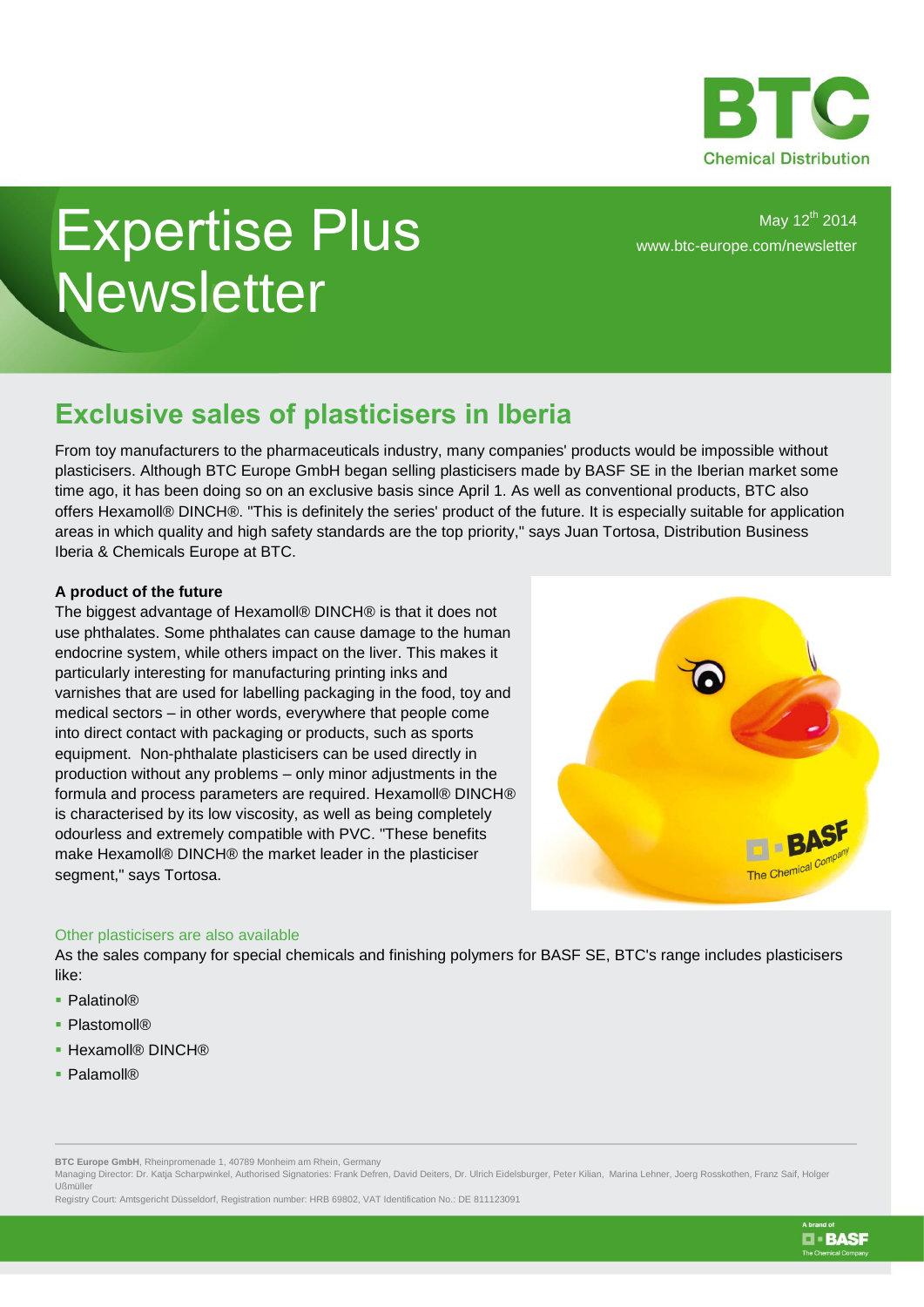BTC
Chemical Distribution

# Expertise Plus Newsletter

May 12th 2014
www.btc-europe.com/newsletter

## Exclusive sales of plasticisers in Iberia

From toy manufacturers to the pharmaceuticals industry, many companies' products would be impossible without plasticisers. Although BTC Europe GmbH began selling plasticisers made by BASF SE in the Iberian market some time ago, it has been doing so on an exclusive basis since April 1. As well as conventional products, BTC also offers Hexamoll® DINCH®. "This is definitely the series' product of the future. It is especially suitable for application areas in which quality and high safety standards are the top priority," says Juan Tortosa, Distribution Business Iberia & Chemicals Europe at BTC.

**A product of the future**

The biggest advantage of Hexamoll® DINCH® is that it does not use phthalates. Some phthalates can cause damage to the human endocrine system, while others impact on the liver. This makes it particularly interesting for manufacturing printing inks and varnishes that are used for labelling packaging in the food, toy and medical sectors – in other words, everywhere that people come into direct contact with packaging or products, such as sports equipment. Non-phthalate plasticisers can be used directly in production without any problems – only minor adjustments in the formula and process parameters are required. Hexamoll® DINCH® is characterised by its low viscosity, as well as being completely odourless and extremely compatible with PVC. "These benefits make Hexamoll® DINCH® the market leader in the plasticiser segment," says Tortosa.

### Other plasticisers are also available

As the sales company for special chemicals and finishing polymers for BASF SE, BTC's range includes plasticisers like:

- Palatinol®
- Plastomoll®
- Hexamoll® DINCH®
- Palamoll®

**BTC Europe GmbH**, Rheinpromenade 1, 40789 Monheim am Rhein, Germany
Managing Director: Dr. Katja Scharpwinkel, Authorised Signatories: Frank Defren, David Deiters, Dr. Ulrich Eidelsburger, Peter Kilian, Marina Lehner, Joerg Rosskothen, Franz Saif, Holger Ußmüller
Registry Court: Amtsgericht Düsseldorf, Registration number: HRB 69802, VAT Identification No.: DE 811123091

A brand of BASF The Chemical Company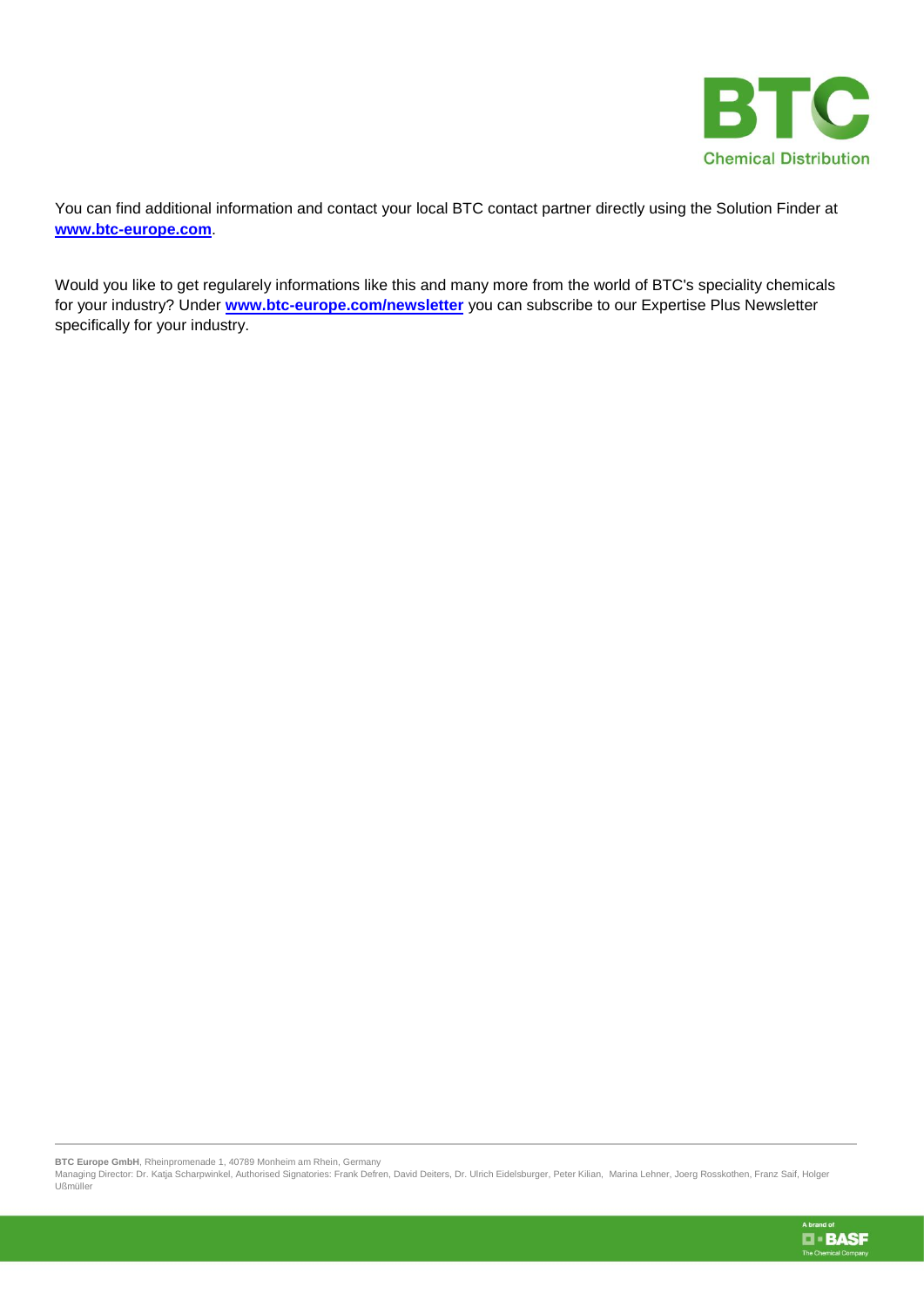You can find additional information and contact your local BTC contact partner directly using the Solution Finder at **www.btc-europe.com**.

Would you like to get regularely informations like this and many more from the world of BTC's speciality chemicals for your industry? Under **www.btc-europe.com/newsletter** you can subscribe to our Expertise Plus Newsletter specifically for your industry.

**BTC Europe GmbH**, Rheinpromenade 1, 40789 Monheim am Rhein, Germany
Managing Director: Dr. Katja Scharpwinkel, Authorised Signatories: Frank Defren, David Deiters, Dr. Ulrich Eidelsburger, Peter Kilian, Marina Lehner, Joerg Rosskothen, Franz Saif, Holger Ußmüller